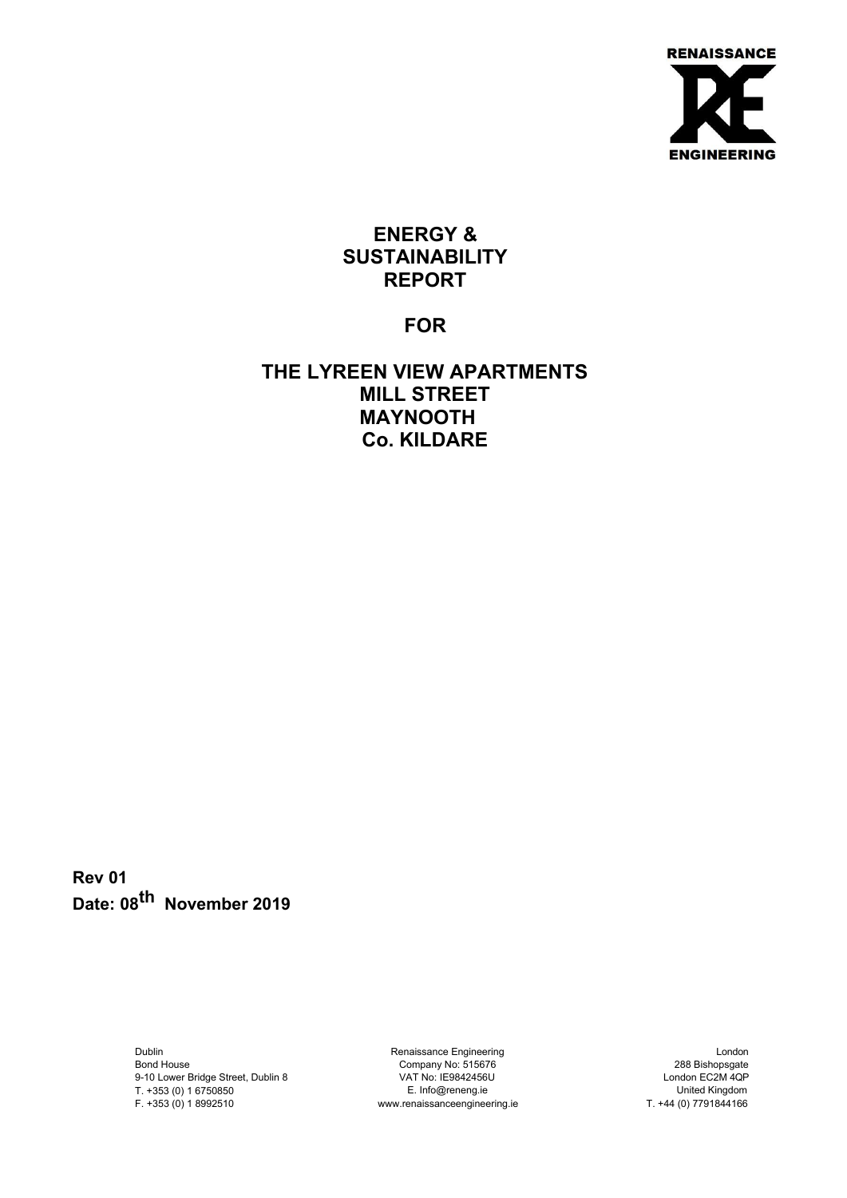RENAISSANCE

ENGINEERING

# ENERGY & SUSTAINABILITY REPORT

# FOR

# THE LYREEN VIEW APARTMENTS MILL STREET MAYNOOTH Co. KILDARE

**Rev 01**

**Date: 08th November 2019**

Dublin
Bond House
9-10 Lower Bridge Street, Dublin 8
T. +353 (0) 1 6750850
F. +353 (0) 1 8992510

Renaissance Engineering
Company No: 515676
VAT No: IE9842456U
E. Info@reneng.ie
www.renaissanceengineering.ie

London
288 Bishopsgate
London EC2M 4QP
United Kingdom
T. +44 (0) 7791844166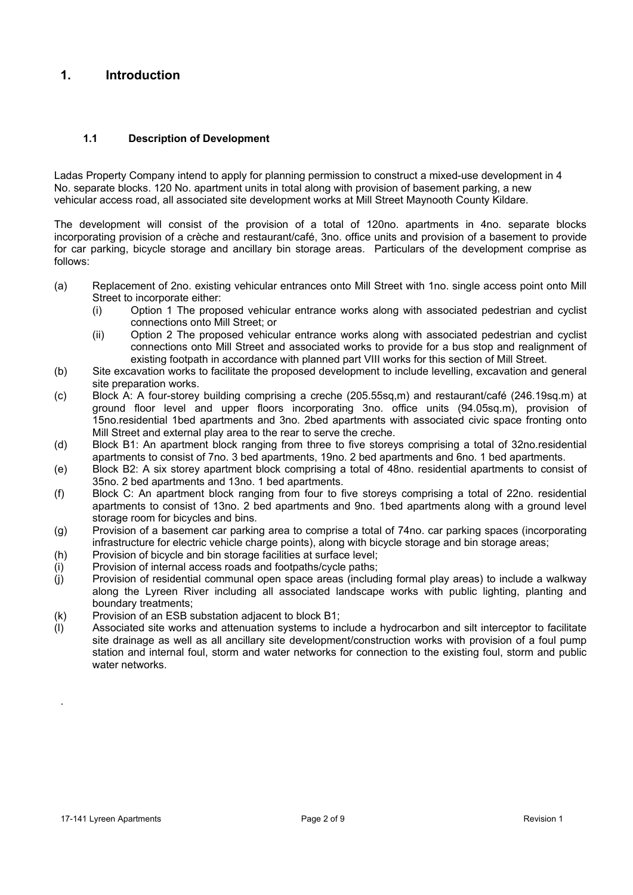# 1. Introduction

## 1.1 Description of Development

Ladas Property Company intend to apply for planning permission to construct a mixed-use development in 4 No. separate blocks. 120 No. apartment units in total along with provision of basement parking, a new vehicular access road, all associated site development works at Mill Street Maynooth County Kildare.

The development will consist of the provision of a total of 120no. apartments in 4no. separate blocks incorporating provision of a crèche and restaurant/café, 3no. office units and provision of a basement to provide for car parking, bicycle storage and ancillary bin storage areas. Particulars of the development comprise as follows:

(a) Replacement of 2no. existing vehicular entrances onto Mill Street with 1no. single access point onto Mill Street to incorporate either:
   - (i) Option 1 The proposed vehicular entrance works along with associated pedestrian and cyclist connections onto Mill Street; or
   - (ii) Option 2 The proposed vehicular entrance works along with associated pedestrian and cyclist connections onto Mill Street and associated works to provide for a bus stop and realignment of existing footpath in accordance with planned part VIII works for this section of Mill Street.

(b) Site excavation works to facilitate the proposed development to include levelling, excavation and general site preparation works.

(c) Block A: A four-storey building comprising a creche (205.55sq,m) and restaurant/café (246.19sq.m) at ground floor level and upper floors incorporating 3no. office units (94.05sq.m), provision of 15no.residential 1bed apartments and 3no. 2bed apartments with associated civic space fronting onto Mill Street and external play area to the rear to serve the creche.

(d) Block B1: An apartment block ranging from three to five storeys comprising a total of 32no.residential apartments to consist of 7no. 3 bed apartments, 19no. 2 bed apartments and 6no. 1 bed apartments.

(e) Block B2: A six storey apartment block comprising a total of 48no. residential apartments to consist of 35no. 2 bed apartments and 13no. 1 bed apartments.

(f) Block C: An apartment block ranging from four to five storeys comprising a total of 22no. residential apartments to consist of 13no. 2 bed apartments and 9no. 1bed apartments along with a ground level storage room for bicycles and bins.

(g) Provision of a basement car parking area to comprise a total of 74no. car parking spaces (incorporating infrastructure for electric vehicle charge points), along with bicycle storage and bin storage areas;

(h) Provision of bicycle and bin storage facilities at surface level;

(i) Provision of internal access roads and footpaths/cycle paths;

(j) Provision of residential communal open space areas (including formal play areas) to include a walkway along the Lyreen River including all associated landscape works with public lighting, planting and boundary treatments;

(k) Provision of an ESB substation adjacent to block B1;

(l) Associated site works and attenuation systems to include a hydrocarbon and silt interceptor to facilitate site drainage as well as all ancillary site development/construction works with provision of a foul pump station and internal foul, storm and water networks for connection to the existing foul, storm and public water networks.

.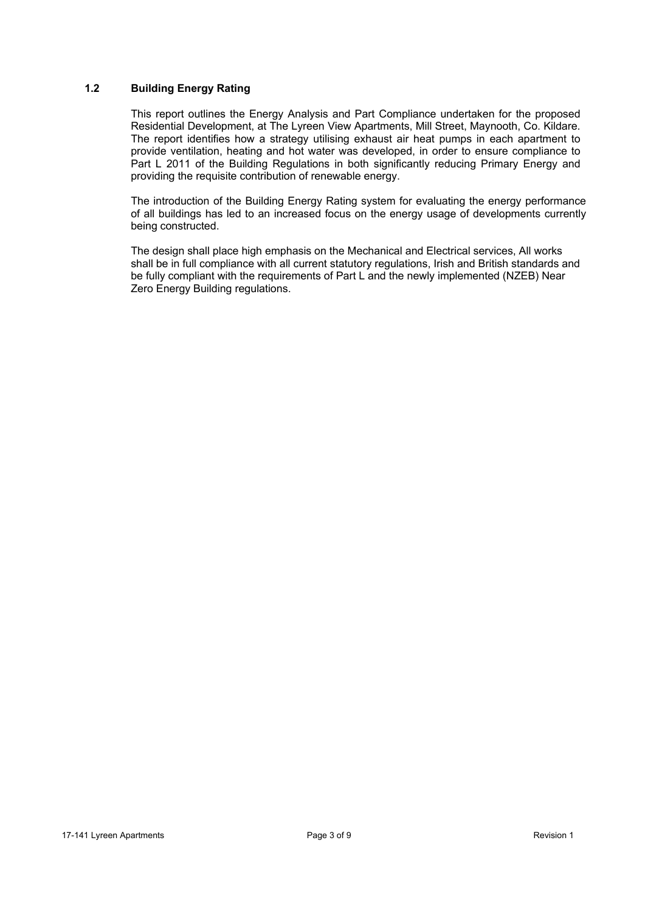## 1.2 Building Energy Rating

This report outlines the Energy Analysis and Part Compliance undertaken for the proposed Residential Development, at The Lyreen View Apartments, Mill Street, Maynooth, Co. Kildare. The report identifies how a strategy utilising exhaust air heat pumps in each apartment to provide ventilation, heating and hot water was developed, in order to ensure compliance to Part L 2011 of the Building Regulations in both significantly reducing Primary Energy and providing the requisite contribution of renewable energy.

The introduction of the Building Energy Rating system for evaluating the energy performance of all buildings has led to an increased focus on the energy usage of developments currently being constructed.

The design shall place high emphasis on the Mechanical and Electrical services, All works shall be in full compliance with all current statutory regulations, Irish and British standards and be fully compliant with the requirements of Part L and the newly implemented (NZEB) Near Zero Energy Building regulations.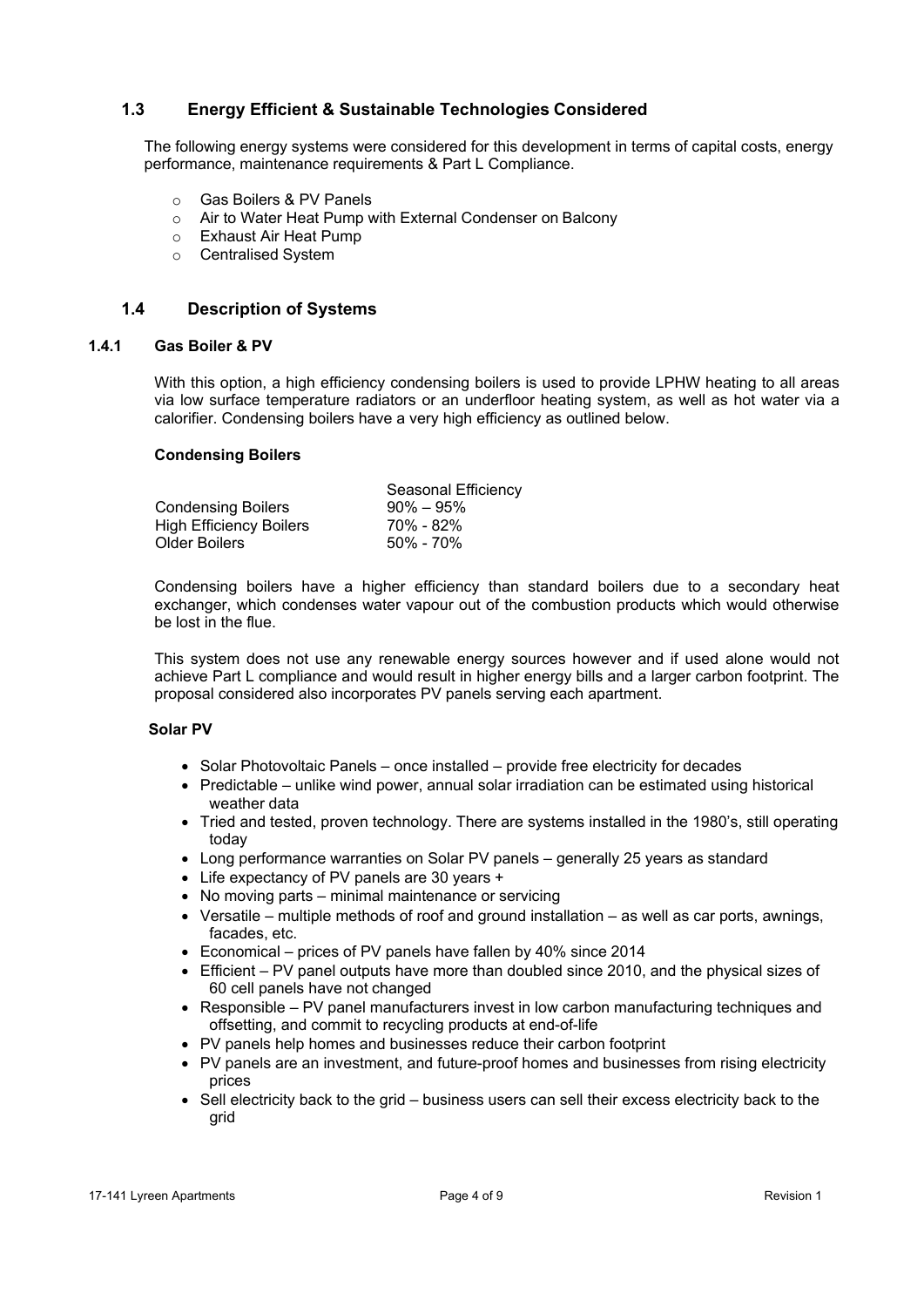## 1.3 Energy Efficient & Sustainable Technologies Considered

The following energy systems were considered for this development in terms of capital costs, energy performance, maintenance requirements & Part L Compliance.

- Gas Boilers & PV Panels
- Air to Water Heat Pump with External Condenser on Balcony
- Exhaust Air Heat Pump
- Centralised System

## 1.4 Description of Systems

### 1.4.1 Gas Boiler & PV

With this option, a high efficiency condensing boilers is used to provide LPHW heating to all areas via low surface temperature radiators or an underfloor heating system, as well as hot water via a calorifier. Condensing boilers have a very high efficiency as outlined below.

**Condensing Boilers**

| | Seasonal Efficiency |
|---|---|
| Condensing Boilers | 90% – 95% |
| High Efficiency Boilers | 70% - 82% |
| Older Boilers | 50% - 70% |

Condensing boilers have a higher efficiency than standard boilers due to a secondary heat exchanger, which condenses water vapour out of the combustion products which would otherwise be lost in the flue.

This system does not use any renewable energy sources however and if used alone would not achieve Part L compliance and would result in higher energy bills and a larger carbon footprint. The proposal considered also incorporates PV panels serving each apartment.

**Solar PV**

- Solar Photovoltaic Panels – once installed – provide free electricity for decades
- Predictable – unlike wind power, annual solar irradiation can be estimated using historical weather data
- Tried and tested, proven technology. There are systems installed in the 1980's, still operating today
- Long performance warranties on Solar PV panels – generally 25 years as standard
- Life expectancy of PV panels are 30 years +
- No moving parts – minimal maintenance or servicing
- Versatile – multiple methods of roof and ground installation – as well as car ports, awnings, facades, etc.
- Economical – prices of PV panels have fallen by 40% since 2014
- Efficient – PV panel outputs have more than doubled since 2010, and the physical sizes of 60 cell panels have not changed
- Responsible – PV panel manufacturers invest in low carbon manufacturing techniques and offsetting, and commit to recycling products at end-of-life
- PV panels help homes and businesses reduce their carbon footprint
- PV panels are an investment, and future-proof homes and businesses from rising electricity prices
- Sell electricity back to the grid – business users can sell their excess electricity back to the grid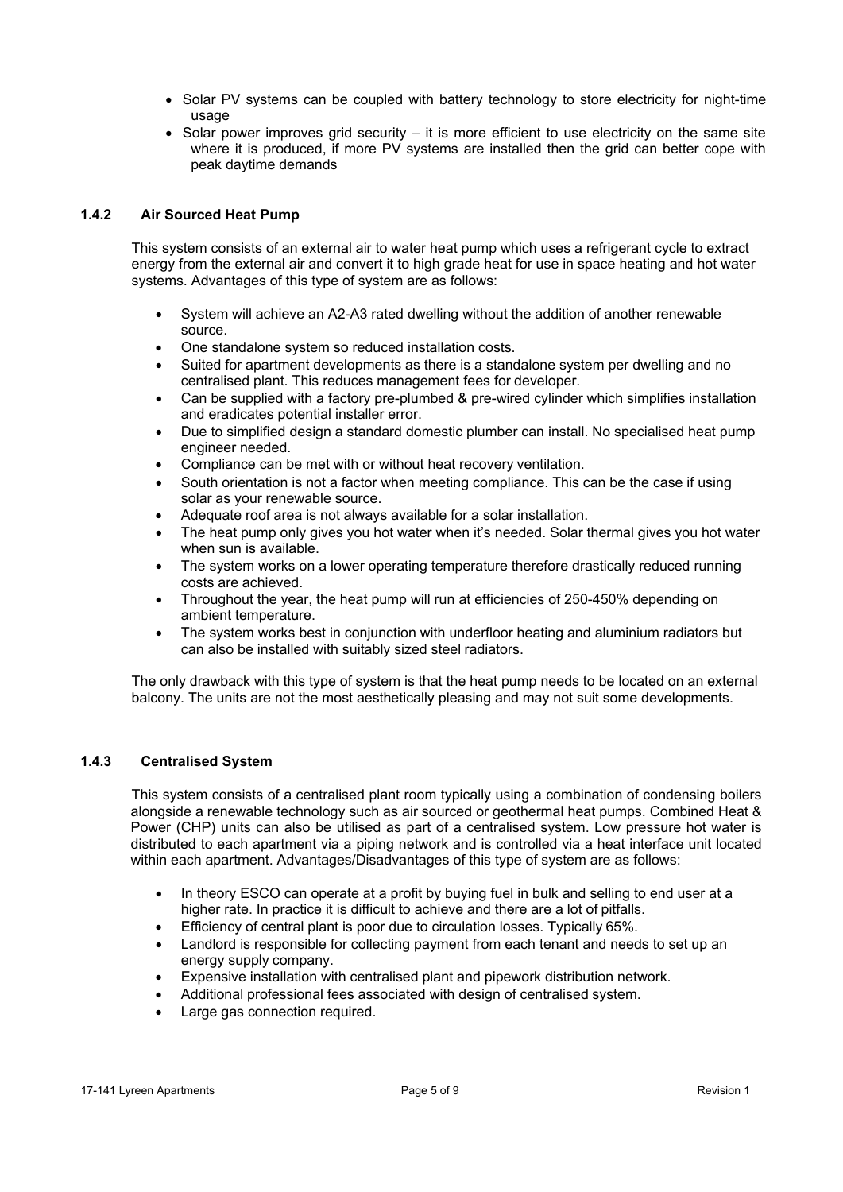- Solar PV systems can be coupled with battery technology to store electricity for night-time usage
- Solar power improves grid security – it is more efficient to use electricity on the same site where it is produced, if more PV systems are installed then the grid can better cope with peak daytime demands

### 1.4.2 Air Sourced Heat Pump

This system consists of an external air to water heat pump which uses a refrigerant cycle to extract energy from the external air and convert it to high grade heat for use in space heating and hot water systems. Advantages of this type of system are as follows:

- System will achieve an A2-A3 rated dwelling without the addition of another renewable source.
- One standalone system so reduced installation costs.
- Suited for apartment developments as there is a standalone system per dwelling and no centralised plant. This reduces management fees for developer.
- Can be supplied with a factory pre-plumbed & pre-wired cylinder which simplifies installation and eradicates potential installer error.
- Due to simplified design a standard domestic plumber can install. No specialised heat pump engineer needed.
- Compliance can be met with or without heat recovery ventilation.
- South orientation is not a factor when meeting compliance. This can be the case if using solar as your renewable source.
- Adequate roof area is not always available for a solar installation.
- The heat pump only gives you hot water when it's needed. Solar thermal gives you hot water when sun is available.
- The system works on a lower operating temperature therefore drastically reduced running costs are achieved.
- Throughout the year, the heat pump will run at efficiencies of 250-450% depending on ambient temperature.
- The system works best in conjunction with underfloor heating and aluminium radiators but can also be installed with suitably sized steel radiators.

The only drawback with this type of system is that the heat pump needs to be located on an external balcony. The units are not the most aesthetically pleasing and may not suit some developments.

### 1.4.3 Centralised System

This system consists of a centralised plant room typically using a combination of condensing boilers alongside a renewable technology such as air sourced or geothermal heat pumps. Combined Heat & Power (CHP) units can also be utilised as part of a centralised system. Low pressure hot water is distributed to each apartment via a piping network and is controlled via a heat interface unit located within each apartment. Advantages/Disadvantages of this type of system are as follows:

- In theory ESCO can operate at a profit by buying fuel in bulk and selling to end user at a higher rate. In practice it is difficult to achieve and there are a lot of pitfalls.
- Efficiency of central plant is poor due to circulation losses. Typically 65%.
- Landlord is responsible for collecting payment from each tenant and needs to set up an energy supply company.
- Expensive installation with centralised plant and pipework distribution network.
- Additional professional fees associated with design of centralised system.
- Large gas connection required.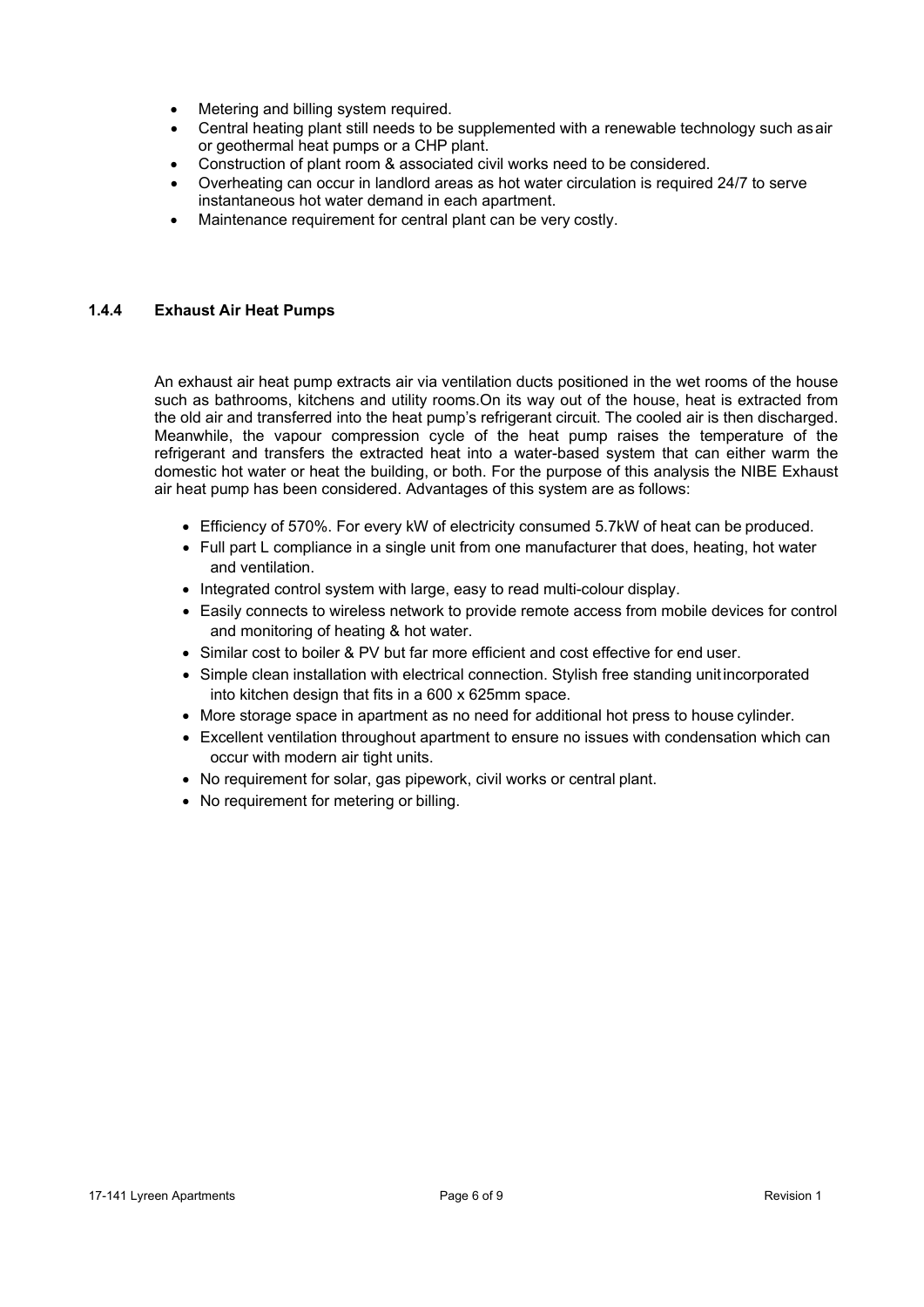- Metering and billing system required.
- Central heating plant still needs to be supplemented with a renewable technology such as air or geothermal heat pumps or a CHP plant.
- Construction of plant room & associated civil works need to be considered.
- Overheating can occur in landlord areas as hot water circulation is required 24/7 to serve instantaneous hot water demand in each apartment.
- Maintenance requirement for central plant can be very costly.

### 1.4.4 Exhaust Air Heat Pumps

An exhaust air heat pump extracts air via ventilation ducts positioned in the wet rooms of the house such as bathrooms, kitchens and utility rooms.On its way out of the house, heat is extracted from the old air and transferred into the heat pump's refrigerant circuit. The cooled air is then discharged. Meanwhile, the vapour compression cycle of the heat pump raises the temperature of the refrigerant and transfers the extracted heat into a water-based system that can either warm the domestic hot water or heat the building, or both. For the purpose of this analysis the NIBE Exhaust air heat pump has been considered. Advantages of this system are as follows:

- Efficiency of 570%. For every kW of electricity consumed 5.7kW of heat can be produced.
- Full part L compliance in a single unit from one manufacturer that does, heating, hot water and ventilation.
- Integrated control system with large, easy to read multi-colour display.
- Easily connects to wireless network to provide remote access from mobile devices for control and monitoring of heating & hot water.
- Similar cost to boiler & PV but far more efficient and cost effective for end user.
- Simple clean installation with electrical connection. Stylish free standing unit incorporated into kitchen design that fits in a 600 x 625mm space.
- More storage space in apartment as no need for additional hot press to house cylinder.
- Excellent ventilation throughout apartment to ensure no issues with condensation which can occur with modern air tight units.
- No requirement for solar, gas pipework, civil works or central plant.
- No requirement for metering or billing.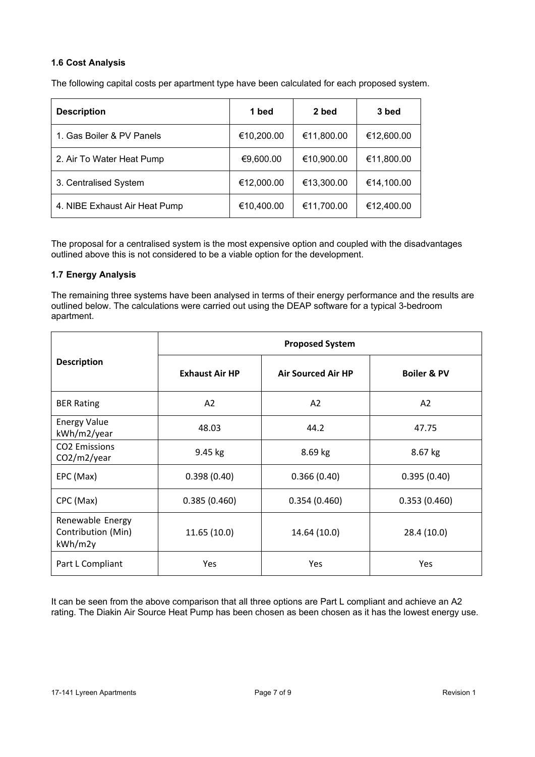### 1.6 Cost Analysis

The following capital costs per apartment type have been calculated for each proposed system.

| Description | 1 bed | 2 bed | 3 bed |
|---|---|---|---|
| 1. Gas Boiler & PV Panels | €10,200.00 | €11,800.00 | €12,600.00 |
| 2. Air To Water Heat Pump | €9,600.00 | €10,900.00 | €11,800.00 |
| 3. Centralised System | €12,000.00 | €13,300.00 | €14,100.00 |
| 4. NIBE Exhaust Air Heat Pump | €10,400.00 | €11,700.00 | €12,400.00 |

The proposal for a centralised system is the most expensive option and coupled with the disadvantages outlined above this is not considered to be a viable option for the development.

### 1.7 Energy Analysis

The remaining three systems have been analysed in terms of their energy performance and the results are outlined below. The calculations were carried out using the DEAP software for a typical 3-bedroom apartment.

| Description | Proposed System | | |
|---|---|---|---|
| | **Exhaust Air HP** | **Air Sourced Air HP** | **Boiler & PV** |
| BER Rating | A2 | A2 | A2 |
| Energy Value kWh/m2/year | 48.03 | 44.2 | 47.75 |
| CO2 Emissions CO2/m2/year | 9.45 kg | 8.69 kg | 8.67 kg |
| EPC (Max) | 0.398 (0.40) | 0.366 (0.40) | 0.395 (0.40) |
| CPC (Max) | 0.385 (0.460) | 0.354 (0.460) | 0.353 (0.460) |
| Renewable Energy Contribution (Min) kWh/m2y | 11.65 (10.0) | 14.64 (10.0) | 28.4 (10.0) |
| Part L Compliant | Yes | Yes | Yes |

It can be seen from the above comparison that all three options are Part L compliant and achieve an A2 rating. The Diakin Air Source Heat Pump has been chosen as been chosen as it has the lowest energy use.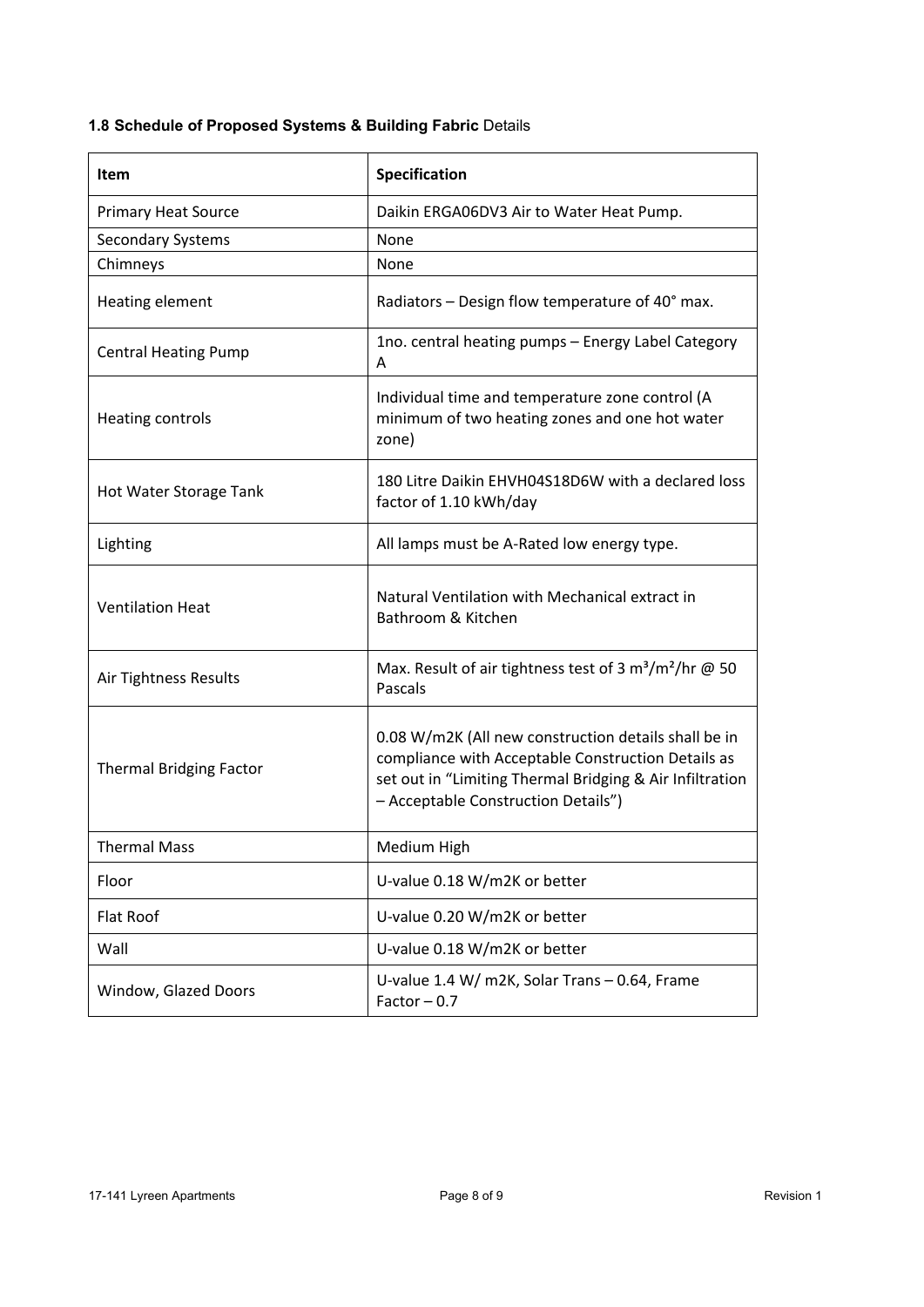**1.8 Schedule of Proposed Systems & Building Fabric** Details

| Item | Specification |
|---|---|
| Primary Heat Source | Daikin ERGA06DV3 Air to Water Heat Pump. |
| Secondary Systems | None |
| Chimneys | None |
| Heating element | Radiators – Design flow temperature of 40° max. |
| Central Heating Pump | 1no. central heating pumps – Energy Label Category A |
| Heating controls | Individual time and temperature zone control (A minimum of two heating zones and one hot water zone) |
| Hot Water Storage Tank | 180 Litre Daikin EHVH04S18D6W with a declared loss factor of 1.10 kWh/day |
| Lighting | All lamps must be A-Rated low energy type. |
| Ventilation Heat | Natural Ventilation with Mechanical extract in Bathroom & Kitchen |
| Air Tightness Results | Max. Result of air tightness test of 3 $m^3/m^2/hr$ @ 50 Pascals |
| Thermal Bridging Factor | 0.08 W/m2K (All new construction details shall be in compliance with Acceptable Construction Details as set out in "Limiting Thermal Bridging & Air Infiltration – Acceptable Construction Details") |
| Thermal Mass | Medium High |
| Floor | U-value 0.18 W/m2K or better |
| Flat Roof | U-value 0.20 W/m2K or better |
| Wall | U-value 0.18 W/m2K or better |
| Window, Glazed Doors | U-value 1.4 W/ m2K, Solar Trans – 0.64, Frame Factor – 0.7 |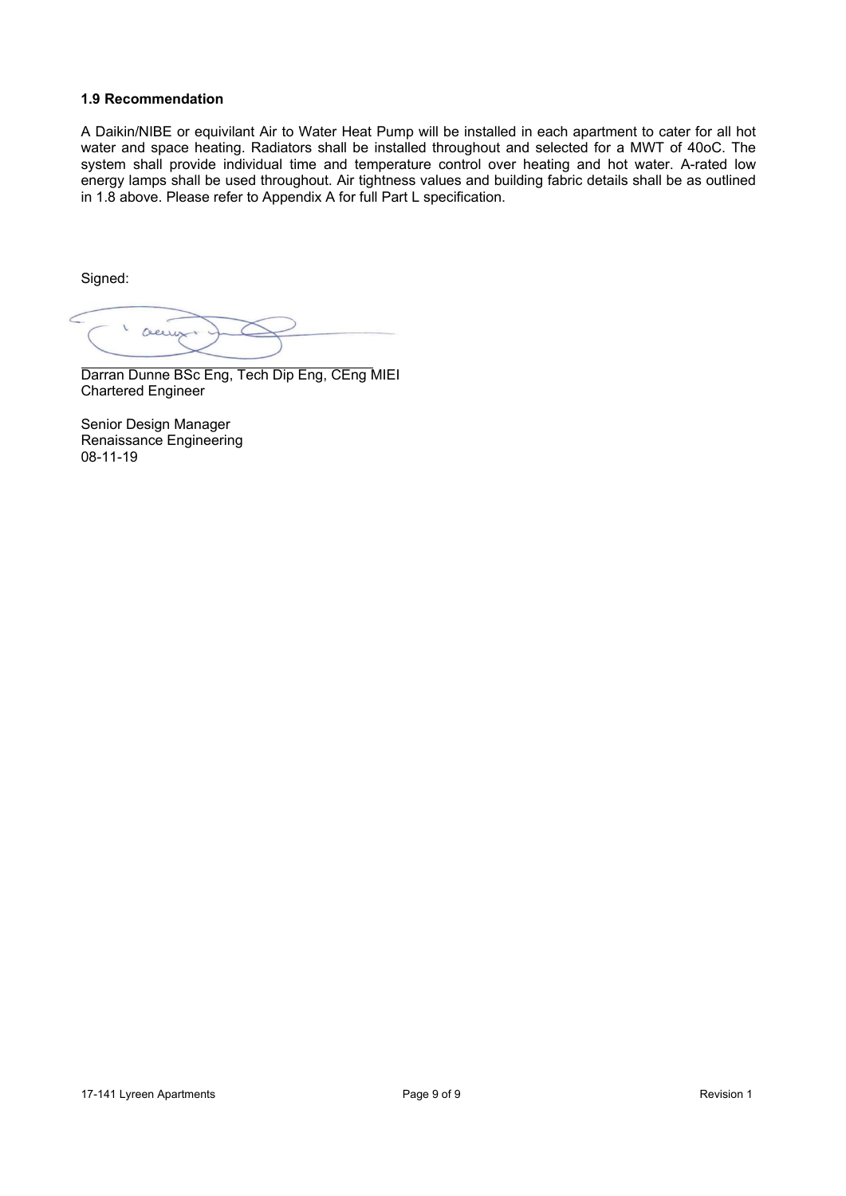### 1.9 Recommendation

A Daikin/NIBE or equivilant Air to Water Heat Pump will be installed in each apartment to cater for all hot water and space heating. Radiators shall be installed throughout and selected for a MWT of 40oC. The system shall provide individual time and temperature control over heating and hot water. A-rated low energy lamps shall be used throughout. Air tightness values and building fabric details shall be as outlined in 1.8 above. Please refer to Appendix A for full Part L specification.

Signed:

Darran Dunne BSc Eng, Tech Dip Eng, CEng MIEI
Chartered Engineer

Senior Design Manager
Renaissance Engineering
08-11-19